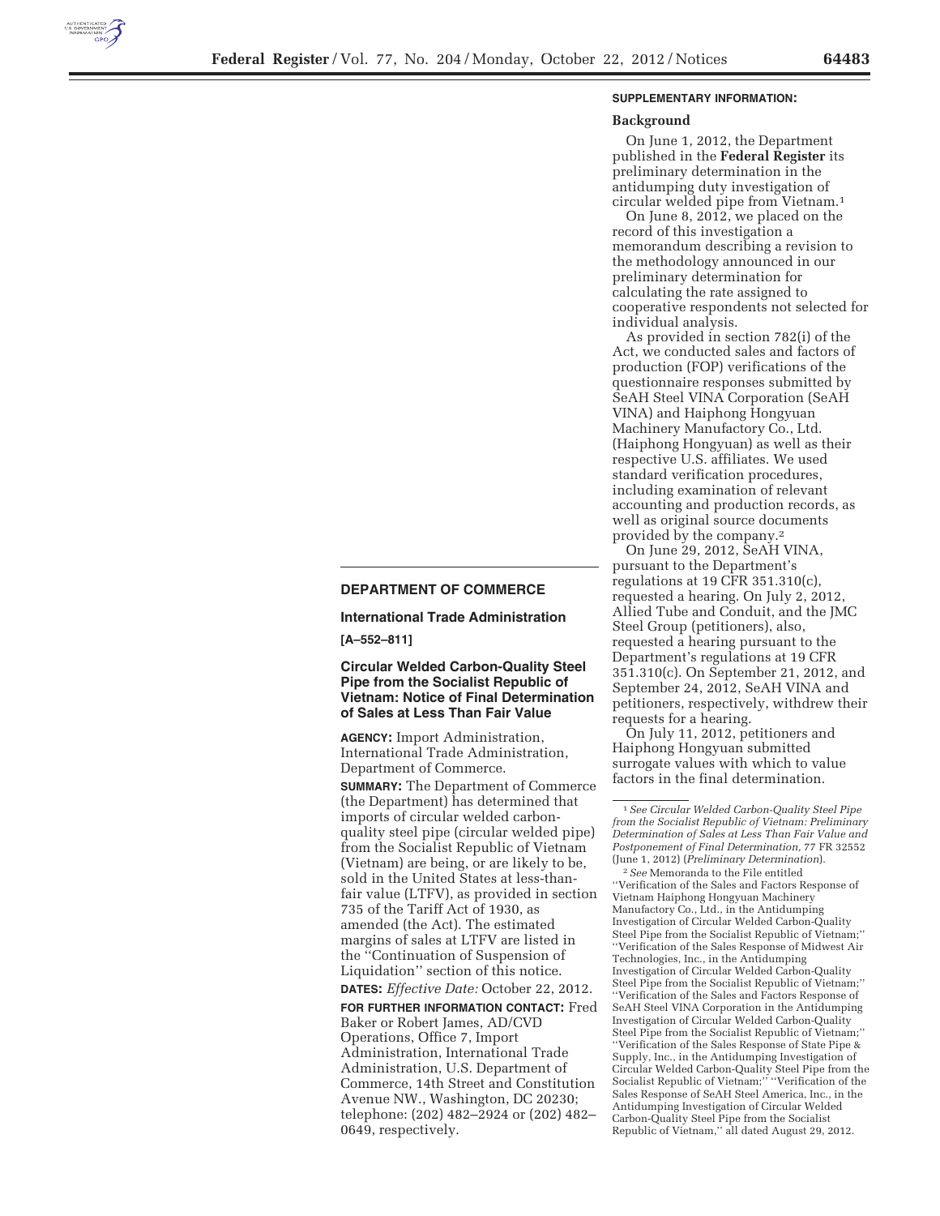## DEPARTMENT OF COMMERCE

### International Trade Administration

**[A–552–811]**

### Circular Welded Carbon-Quality Steel Pipe from the Socialist Republic of Vietnam: Notice of Final Determination of Sales at Less Than Fair Value

**AGENCY:** Import Administration, International Trade Administration, Department of Commerce.

**SUMMARY:** The Department of Commerce (the Department) has determined that imports of circular welded carbon-quality steel pipe (circular welded pipe) from the Socialist Republic of Vietnam (Vietnam) are being, or are likely to be, sold in the United States at less-than-fair value (LTFV), as provided in section 735 of the Tariff Act of 1930, as amended (the Act). The estimated margins of sales at LTFV are listed in the ''Continuation of Suspension of Liquidation'' section of this notice.

**DATES:** *Effective Date:* October 22, 2012.

**FOR FURTHER INFORMATION CONTACT:** Fred Baker or Robert James, AD/CVD Operations, Office 7, Import Administration, International Trade Administration, U.S. Department of Commerce, 14th Street and Constitution Avenue NW., Washington, DC 20230; telephone: (202) 482–2924 or (202) 482–0649, respectively.

**SUPPLEMENTARY INFORMATION:**

**Background**

On June 1, 2012, the Department published in the **Federal Register** its preliminary determination in the antidumping duty investigation of circular welded pipe from Vietnam.[1]

On June 8, 2012, we placed on the record of this investigation a memorandum describing a revision to the methodology announced in our preliminary determination for calculating the rate assigned to cooperative respondents not selected for individual analysis.

As provided in section 782(i) of the Act, we conducted sales and factors of production (FOP) verifications of the questionnaire responses submitted by SeAH Steel VINA Corporation (SeAH VINA) and Haiphong Hongyuan Machinery Manufactory Co., Ltd. (Haiphong Hongyuan) as well as their respective U.S. affiliates. We used standard verification procedures, including examination of relevant accounting and production records, as well as original source documents provided by the company.[2]

On June 29, 2012, SeAH VINA, pursuant to the Department's regulations at 19 CFR 351.310(c), requested a hearing. On July 2, 2012, Allied Tube and Conduit, and the JMC Steel Group (petitioners), also, requested a hearing pursuant to the Department's regulations at 19 CFR 351.310(c). On September 21, 2012, and September 24, 2012, SeAH VINA and petitioners, respectively, withdrew their requests for a hearing.

On July 11, 2012, petitioners and Haiphong Hongyuan submitted surrogate values with which to value factors in the final determination.

---

[1] *See Circular Welded Carbon-Quality Steel Pipe from the Socialist Republic of Vietnam: Preliminary Determination of Sales at Less Than Fair Value and Postponement of Final Determination,* 77 FR 32552 (June 1, 2012) (*Preliminary Determination*).

[2] *See* Memoranda to the File entitled ''Verification of the Sales and Factors Response of Vietnam Haiphong Hongyuan Machinery Manufactory Co., Ltd., in the Antidumping Investigation of Circular Welded Carbon-Quality Steel Pipe from the Socialist Republic of Vietnam;'' ''Verification of the Sales Response of Midwest Air Technologies, Inc., in the Antidumping Investigation of Circular Welded Carbon-Quality Steel Pipe from the Socialist Republic of Vietnam;'' ''Verification of the Sales and Factors Response of SeAH Steel VINA Corporation in the Antidumping Investigation of Circular Welded Carbon-Quality Steel Pipe from the Socialist Republic of Vietnam;'' ''Verification of the Sales Response of State Pipe & Supply, Inc., in the Antidumping Investigation of Circular Welded Carbon-Quality Steel Pipe from the Socialist Republic of Vietnam;'' ''Verification of the Sales Response of SeAH Steel America, Inc., in the Antidumping Investigation of Circular Welded Carbon-Quality Steel Pipe from the Socialist Republic of Vietnam,'' all dated August 29, 2012.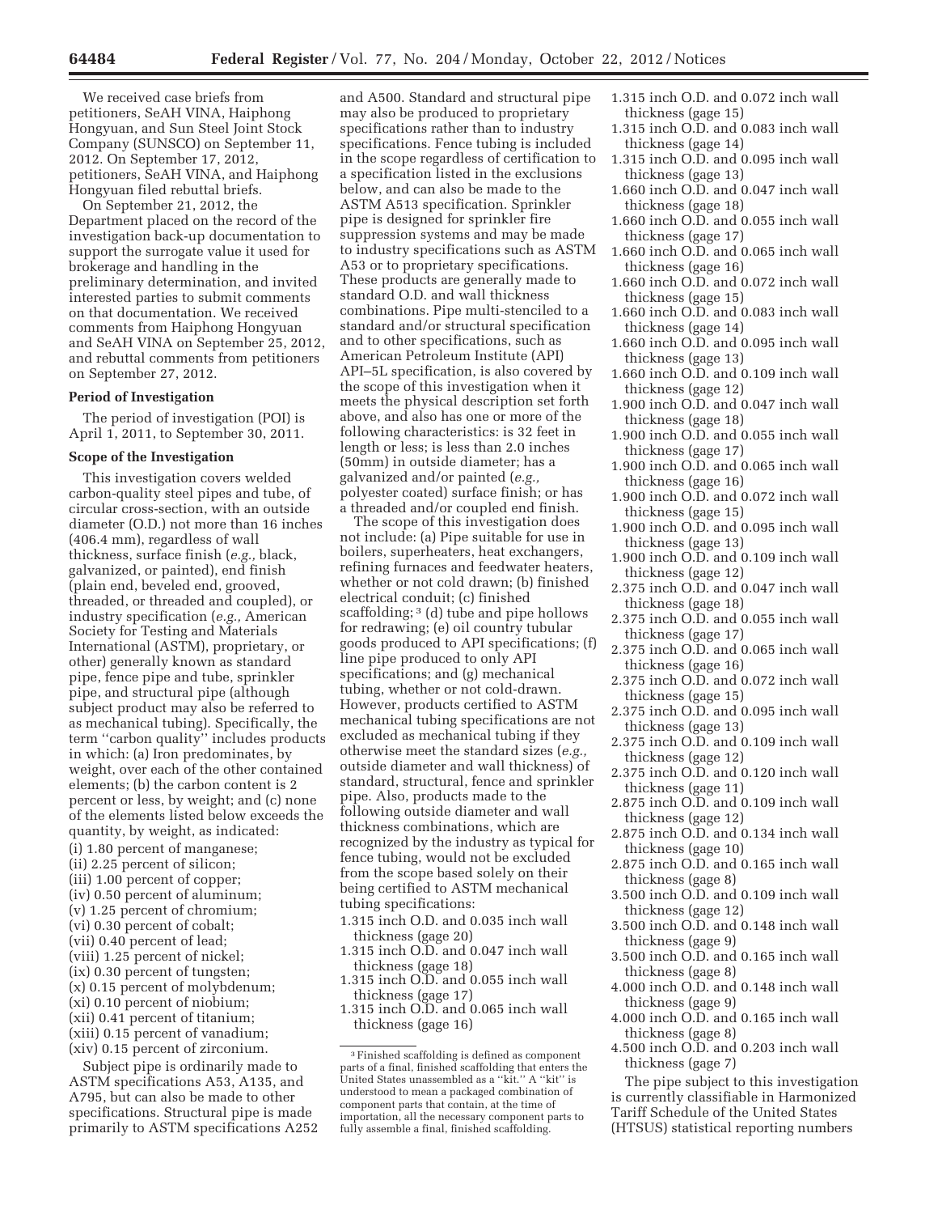We received case briefs from petitioners, SeAH VINA, Haiphong Hongyuan, and Sun Steel Joint Stock Company (SUNSCO) on September 11, 2012. On September 17, 2012, petitioners, SeAH VINA, and Haiphong Hongyuan filed rebuttal briefs.

On September 21, 2012, the Department placed on the record of the investigation back-up documentation to support the surrogate value it used for brokerage and handling in the preliminary determination, and invited interested parties to submit comments on that documentation. We received comments from Haiphong Hongyuan and SeAH VINA on September 25, 2012, and rebuttal comments from petitioners on September 27, 2012.

**Period of Investigation**

The period of investigation (POI) is April 1, 2011, to September 30, 2011.

**Scope of the Investigation**

This investigation covers welded carbon-quality steel pipes and tube, of circular cross-section, with an outside diameter (O.D.) not more than 16 inches (406.4 mm), regardless of wall thickness, surface finish (*e.g.,* black, galvanized, or painted), end finish (plain end, beveled end, grooved, threaded, or threaded and coupled), or industry specification (*e.g.,* American Society for Testing and Materials International (ASTM), proprietary, or other) generally known as standard pipe, fence pipe and tube, sprinkler pipe, and structural pipe (although subject product may also be referred to as mechanical tubing). Specifically, the term ''carbon quality'' includes products in which: (a) Iron predominates, by weight, over each of the other contained elements; (b) the carbon content is 2 percent or less, by weight; and (c) none of the elements listed below exceeds the quantity, by weight, as indicated:

(i) 1.80 percent of manganese;
(ii) 2.25 percent of silicon;
(iii) 1.00 percent of copper;
(iv) 0.50 percent of aluminum;
(v) 1.25 percent of chromium;
(vi) 0.30 percent of cobalt;
(vii) 0.40 percent of lead;
(viii) 1.25 percent of nickel;
(ix) 0.30 percent of tungsten;
(x) 0.15 percent of molybdenum;
(xi) 0.10 percent of niobium;
(xii) 0.41 percent of titanium;
(xiii) 0.15 percent of vanadium;
(xiv) 0.15 percent of zirconium.

Subject pipe is ordinarily made to ASTM specifications A53, A135, and A795, but can also be made to other specifications. Structural pipe is made primarily to ASTM specifications A252 and A500. Standard and structural pipe may also be produced to proprietary specifications rather than to industry specifications. Fence tubing is included in the scope regardless of certification to a specification listed in the exclusions below, and can also be made to the ASTM A513 specification. Sprinkler pipe is designed for sprinkler fire suppression systems and may be made to industry specifications such as ASTM A53 or to proprietary specifications. These products are generally made to standard O.D. and wall thickness combinations. Pipe multi-stenciled to a standard and/or structural specification and to other specifications, such as American Petroleum Institute (API) API–5L specification, is also covered by the scope of this investigation when it meets the physical description set forth above, and also has one or more of the following characteristics: is 32 feet in length or less; is less than 2.0 inches (50mm) in outside diameter; has a galvanized and/or painted (*e.g.,* polyester coated) surface finish; or has a threaded and/or coupled end finish.

The scope of this investigation does not include: (a) Pipe suitable for use in boilers, superheaters, heat exchangers, refining furnaces and feedwater heaters, whether or not cold drawn; (b) finished electrical conduit; (c) finished scaffolding;[3] (d) tube and pipe hollows for redrawing; (e) oil country tubular goods produced to API specifications; (f) line pipe produced to only API specifications; and (g) mechanical tubing, whether or not cold-drawn. However, products certified to ASTM mechanical tubing specifications are not excluded as mechanical tubing if they otherwise meet the standard sizes (*e.g.,* outside diameter and wall thickness) of standard, structural, fence and sprinkler pipe. Also, products made to the following outside diameter and wall thickness combinations, which are recognized by the industry as typical for fence tubing, would not be excluded from the scope based solely on their being certified to ASTM mechanical tubing specifications:

- 1.315 inch O.D. and 0.035 inch wall thickness (gage 20)
- 1.315 inch O.D. and 0.047 inch wall thickness (gage 18)
- 1.315 inch O.D. and 0.055 inch wall thickness (gage 17)
- 1.315 inch O.D. and 0.065 inch wall thickness (gage 16)
- 1.315 inch O.D. and 0.072 inch wall thickness (gage 15)
- 1.315 inch O.D. and 0.083 inch wall thickness (gage 14)
- 1.315 inch O.D. and 0.095 inch wall thickness (gage 13)
- 1.660 inch O.D. and 0.047 inch wall thickness (gage 18)
- 1.660 inch O.D. and 0.055 inch wall thickness (gage 17)
- 1.660 inch O.D. and 0.065 inch wall thickness (gage 16)
- 1.660 inch O.D. and 0.072 inch wall thickness (gage 15)
- 1.660 inch O.D. and 0.083 inch wall thickness (gage 14)
- 1.660 inch O.D. and 0.095 inch wall thickness (gage 13)
- 1.660 inch O.D. and 0.109 inch wall thickness (gage 12)
- 1.900 inch O.D. and 0.047 inch wall thickness (gage 18)
- 1.900 inch O.D. and 0.055 inch wall thickness (gage 17)
- 1.900 inch O.D. and 0.065 inch wall thickness (gage 16)
- 1.900 inch O.D. and 0.072 inch wall thickness (gage 15)
- 1.900 inch O.D. and 0.095 inch wall thickness (gage 13)
- 1.900 inch O.D. and 0.109 inch wall thickness (gage 12)
- 2.375 inch O.D. and 0.047 inch wall thickness (gage 18)
- 2.375 inch O.D. and 0.055 inch wall thickness (gage 17)
- 2.375 inch O.D. and 0.065 inch wall thickness (gage 16)
- 2.375 inch O.D. and 0.072 inch wall thickness (gage 15)
- 2.375 inch O.D. and 0.095 inch wall thickness (gage 13)
- 2.375 inch O.D. and 0.109 inch wall thickness (gage 12)
- 2.375 inch O.D. and 0.120 inch wall thickness (gage 11)
- 2.875 inch O.D. and 0.109 inch wall thickness (gage 12)
- 2.875 inch O.D. and 0.134 inch wall thickness (gage 10)
- 2.875 inch O.D. and 0.165 inch wall thickness (gage 8)
- 3.500 inch O.D. and 0.109 inch wall thickness (gage 12)
- 3.500 inch O.D. and 0.148 inch wall thickness (gage 9)
- 3.500 inch O.D. and 0.165 inch wall thickness (gage 8)
- 4.000 inch O.D. and 0.148 inch wall thickness (gage 9)
- 4.000 inch O.D. and 0.165 inch wall thickness (gage 8)
- 4.500 inch O.D. and 0.203 inch wall thickness (gage 7)

The pipe subject to this investigation is currently classifiable in Harmonized Tariff Schedule of the United States (HTSUS) statistical reporting numbers

[3] Finished scaffolding is defined as component parts of a final, finished scaffolding that enters the United States unassembled as a ''kit.'' A ''kit'' is understood to mean a packaged combination of component parts that contain, at the time of importation, all the necessary component parts to fully assemble a final, finished scaffolding.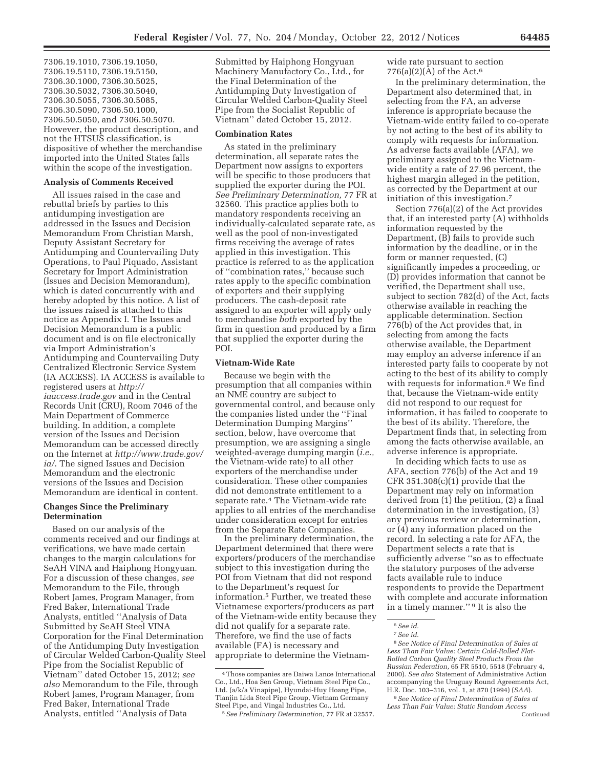7306.19.1010, 7306.19.1050, 7306.19.5110, 7306.19.5150, 7306.30.1000, 7306.30.5025, 7306.30.5032, 7306.30.5040, 7306.30.5055, 7306.30.5085, 7306.30.5090, 7306.50.1000, 7306.50.5050, and 7306.50.5070. However, the product description, and not the HTSUS classification, is dispositive of whether the merchandise imported into the United States falls within the scope of the investigation.

**Analysis of Comments Received**

All issues raised in the case and rebuttal briefs by parties to this antidumping investigation are addressed in the Issues and Decision Memorandum From Christian Marsh, Deputy Assistant Secretary for Antidumping and Countervailing Duty Operations, to Paul Piquado, Assistant Secretary for Import Administration (Issues and Decision Memorandum), which is dated concurrently with and hereby adopted by this notice. A list of the issues raised is attached to this notice as Appendix I. The Issues and Decision Memorandum is a public document and is on file electronically via Import Administration's Antidumping and Countervailing Duty Centralized Electronic Service System (IA ACCESS). IA ACCESS is available to registered users at *http://iaaccess.trade.gov* and in the Central Records Unit (CRU), Room 7046 of the Main Department of Commerce building. In addition, a complete version of the Issues and Decision Memorandum can be accessed directly on the Internet at *http://www.trade.gov/ia/*. The signed Issues and Decision Memorandum and the electronic versions of the Issues and Decision Memorandum are identical in content.

**Changes Since the Preliminary Determination**

Based on our analysis of the comments received and our findings at verifications, we have made certain changes to the margin calculations for SeAH VINA and Haiphong Hongyuan. For a discussion of these changes, *see* Memorandum to the File, through Robert James, Program Manager, from Fred Baker, International Trade Analysts, entitled "Analysis of Data Submitted by SeAH Steel VINA Corporation for the Final Determination of the Antidumping Duty Investigation of Circular Welded Carbon-Quality Steel Pipe from the Socialist Republic of Vietnam" dated October 15, 2012; *see also* Memorandum to the File, through Robert James, Program Manager, from Fred Baker, International Trade Analysts, entitled "Analysis of Data Submitted by Haiphong Hongyuan Machinery Manufactory Co., Ltd., for the Final Determination of the Antidumping Duty Investigation of Circular Welded Carbon-Quality Steel Pipe from the Socialist Republic of Vietnam" dated October 15, 2012.

**Combination Rates**

As stated in the preliminary determination, all separate rates the Department now assigns to exporters will be specific to those producers that supplied the exporter during the POI. *See Preliminary Determination,* 77 FR at 32560. This practice applies both to mandatory respondents receiving an individually-calculated separate rate, as well as the pool of non-investigated firms receiving the average of rates applied in this investigation. This practice is referred to as the application of "combination rates," because such rates apply to the specific combination of exporters and their supplying producers. The cash-deposit rate assigned to an exporter will apply only to merchandise *both* exported by the firm in question and produced by a firm that supplied the exporter during the POI.

**Vietnam-Wide Rate**

Because we begin with the presumption that all companies within an NME country are subject to governmental control, and because only the companies listed under the "Final Determination Dumping Margins" section, below, have overcome that presumption, we are assigning a single weighted-average dumping margin (*i.e.,* the Vietnam-wide rate) to all other exporters of the merchandise under consideration. These other companies did not demonstrate entitlement to a separate rate.[4] The Vietnam-wide rate applies to all entries of the merchandise under consideration except for entries from the Separate Rate Companies.

In the preliminary determination, the Department determined that there were exporters/producers of the merchandise subject to this investigation during the POI from Vietnam that did not respond to the Department's request for information.[5] Further, we treated these Vietnamese exporters/producers as part of the Vietnam-wide entity because they did not qualify for a separate rate. Therefore, we find the use of facts available (FA) is necessary and appropriate to determine the Vietnam-wide rate pursuant to section 776(a)(2)(A) of the Act.[6]

In the preliminary determination, the Department also determined that, in selecting from the FA, an adverse inference is appropriate because the Vietnam-wide entity failed to co-operate by not acting to the best of its ability to comply with requests for information. As adverse facts available (AFA), we preliminary assigned to the Vietnam-wide entity a rate of 27.96 percent, the highest margin alleged in the petition, as corrected by the Department at our initiation of this investigation.[7]

Section 776(a)(2) of the Act provides that, if an interested party (A) withholds information requested by the Department, (B) fails to provide such information by the deadline, or in the form or manner requested, (C) significantly impedes a proceeding, or (D) provides information that cannot be verified, the Department shall use, subject to section 782(d) of the Act, facts otherwise available in reaching the applicable determination. Section 776(b) of the Act provides that, in selecting from among the facts otherwise available, the Department may employ an adverse inference if an interested party fails to cooperate by not acting to the best of its ability to comply with requests for information.[8] We find that, because the Vietnam-wide entity did not respond to our request for information, it has failed to cooperate to the best of its ability. Therefore, the Department finds that, in selecting from among the facts otherwise available, an adverse inference is appropriate.

In deciding which facts to use as AFA, section 776(b) of the Act and 19 CFR 351.308(c)(1) provide that the Department may rely on information derived from (1) the petition, (2) a final determination in the investigation, (3) any previous review or determination, or (4) any information placed on the record. In selecting a rate for AFA, the Department selects a rate that is sufficiently adverse "so as to effectuate the statutory purposes of the adverse facts available rule to induce respondents to provide the Department with complete and accurate information in a timely manner."[9] It is also the

---

[4] Those companies are Daiwa Lance International Co., Ltd., Hoa Sen Group, Vietnam Steel Pipe Co., Ltd. (a/k/a Vinapipe), Hyundai-Huy Hoang Pipe, Tianjin Lida Steel Pipe Group, Vietnam Germany Steel Pipe, and Vingal Industries Co., Ltd.

[5] *See Preliminary Determination,* 77 FR at 32557.

[6] *See id.*

[7] *See id.*

[8] *See Notice of Final Determination of Sales at Less Than Fair Value: Certain Cold-Rolled Flat-Rolled Carbon Quality Steel Products From the Russian Federation,* 65 FR 5510, 5518 (February 4, 2000). *See also* Statement of Administrative Action accompanying the Uruguay Round Agreements Act, H.R. Doc. 103–316, vol. 1, at 870 (1994) (*SAA*).

[9] *See Notice of Final Determination of Sales at Less Than Fair Value: Static Random Access* Continued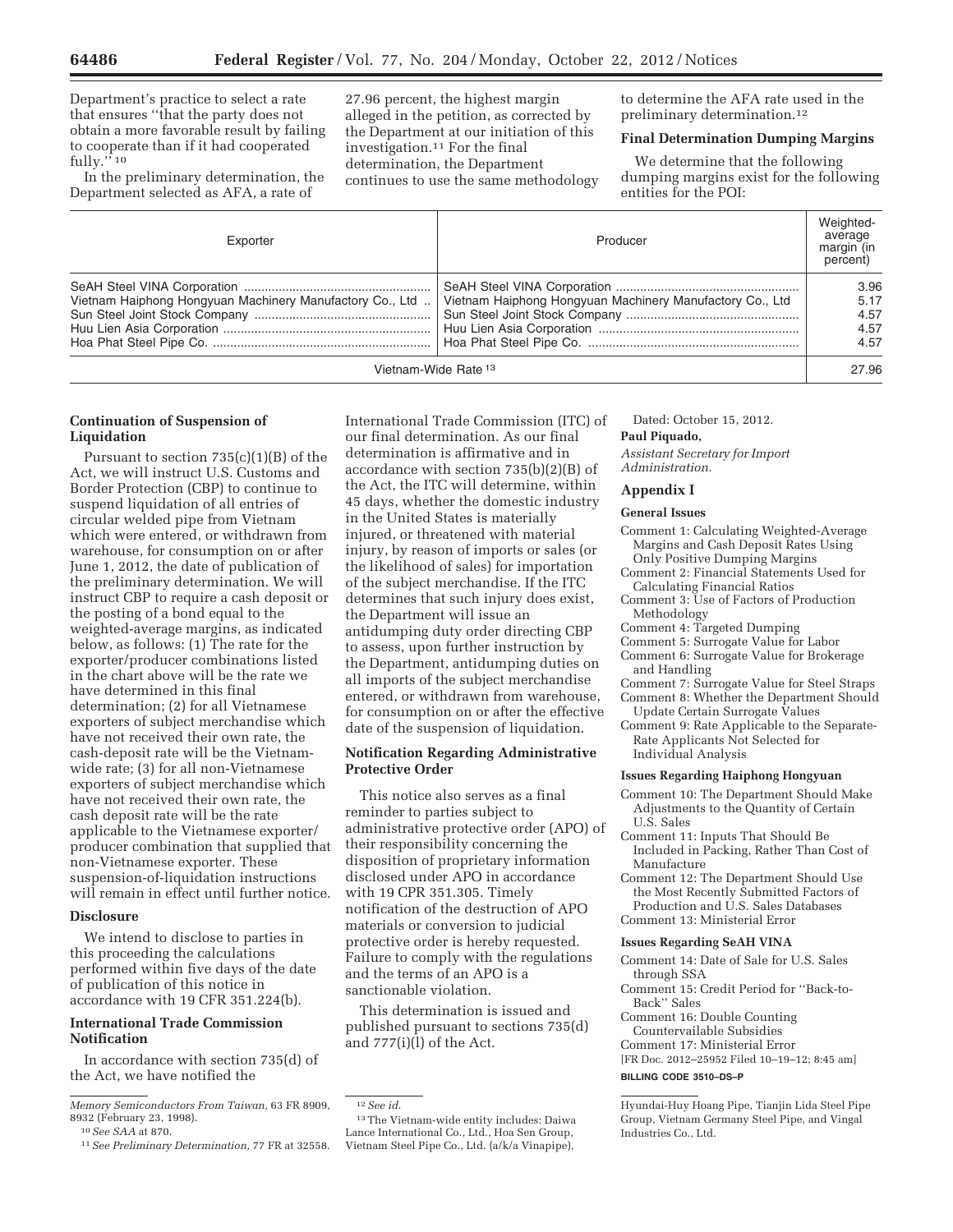Department's practice to select a rate that ensures ''that the party does not obtain a more favorable result by failing to cooperate than if it had cooperated fully.''[10]

In the preliminary determination, the Department selected as AFA, a rate of 27.96 percent, the highest margin alleged in the petition, as corrected by the Department at our initiation of this investigation.[11] For the final determination, the Department continues to use the same methodology to determine the AFA rate used in the preliminary determination.[12]

## Final Determination Dumping Margins

We determine that the following dumping margins exist for the following entities for the POI:

| Exporter | Producer | Weighted-average margin (in percent) |
| --- | --- | --- |
| SeAH Steel VINA Corporation | SeAH Steel VINA Corporation | 3.96 |
| Vietnam Haiphong Hongyuan Machinery Manufactory Co., Ltd | Vietnam Haiphong Hongyuan Machinery Manufactory Co., Ltd | 5.17 |
| Sun Steel Joint Stock Company | Sun Steel Joint Stock Company | 4.57 |
| Huu Lien Asia Corporation | Huu Lien Asia Corporation | 4.57 |
| Hoa Phat Steel Pipe Co. | Hoa Phat Steel Pipe Co. | 4.57 |
| Vietnam-Wide Rate[13] | | 27.96 |

## Continuation of Suspension of Liquidation

Pursuant to section 735(c)(1)(B) of the Act, we will instruct U.S. Customs and Border Protection (CBP) to continue to suspend liquidation of all entries of circular welded pipe from Vietnam which were entered, or withdrawn from warehouse, for consumption on or after June 1, 2012, the date of publication of the preliminary determination. We will instruct CBP to require a cash deposit or the posting of a bond equal to the weighted-average margins, as indicated below, as follows: (1) The rate for the exporter/producer combinations listed in the chart above will be the rate we have determined in this final determination; (2) for all Vietnamese exporters of subject merchandise which have not received their own rate, the cash-deposit rate will be the Vietnam-wide rate; (3) for all non-Vietnamese exporters of subject merchandise which have not received their own rate, the cash deposit rate will be the rate applicable to the Vietnamese exporter/producer combination that supplied that non-Vietnamese exporter. These suspension-of-liquidation instructions will remain in effect until further notice.

## Disclosure

We intend to disclose to parties in this proceeding the calculations performed within five days of the date of publication of this notice in accordance with 19 CFR 351.224(b).

## International Trade Commission Notification

In accordance with section 735(d) of the Act, we have notified the International Trade Commission (ITC) of our final determination. As our final determination is affirmative and in accordance with section 735(b)(2)(B) of the Act, the ITC will determine, within 45 days, whether the domestic industry in the United States is materially injured, or threatened with material injury, by reason of imports or sales (or the likelihood of sales) for importation of the subject merchandise. If the ITC determines that such injury does exist, the Department will issue an antidumping duty order directing CBP to assess, upon further instruction by the Department, antidumping duties on all imports of the subject merchandise entered, or withdrawn from warehouse, for consumption on or after the effective date of the suspension of liquidation.

## Notification Regarding Administrative Protective Order

This notice also serves as a final reminder to parties subject to administrative protective order (APO) of their responsibility concerning the disposition of proprietary information disclosed under APO in accordance with 19 CPR 351.305. Timely notification of the destruction of APO materials or conversion to judicial protective order is hereby requested. Failure to comply with the regulations and the terms of an APO is a sanctionable violation.

This determination is issued and published pursuant to sections 735(d) and 777(i)(l) of the Act.

Dated: October 15, 2012.

**Paul Piquado,**

*Assistant Secretary for Import Administration.*

## Appendix I

### General Issues

Comment 1: Calculating Weighted-Average Margins and Cash Deposit Rates Using Only Positive Dumping Margins
Comment 2: Financial Statements Used for Calculating Financial Ratios
Comment 3: Use of Factors of Production Methodology
Comment 4: Targeted Dumping
Comment 5: Surrogate Value for Labor
Comment 6: Surrogate Value for Brokerage and Handling
Comment 7: Surrogate Value for Steel Straps
Comment 8: Whether the Department Should Update Certain Surrogate Values
Comment 9: Rate Applicable to the Separate-Rate Applicants Not Selected for Individual Analysis

### Issues Regarding Haiphong Hongyuan

Comment 10: The Department Should Make Adjustments to the Quantity of Certain U.S. Sales
Comment 11: Inputs That Should Be Included in Packing, Rather Than Cost of Manufacture
Comment 12: The Department Should Use the Most Recently Submitted Factors of Production and U.S. Sales Databases
Comment 13: Ministerial Error

### Issues Regarding SeAH VINA

Comment 14: Date of Sale for U.S. Sales through SSA
Comment 15: Credit Period for ''Back-to-Back'' Sales
Comment 16: Double Counting Countervailable Subsidies
Comment 17: Ministerial Error

[FR Doc. 2012–25952 Filed 10–19–12; 8:45 am]

**BILLING CODE 3510–DS–P**

---

*Memory Semiconductors From Taiwan,* 63 FR 8909, 8932 (February 23, 1998).

[10] *See SAA* at 870.

[11] *See Preliminary Determination,* 77 FR at 32558.

[12] *See id.*

[13] The Vietnam-wide entity includes: Daiwa Lance International Co., Ltd., Hoa Sen Group, Vietnam Steel Pipe Co., Ltd. (a/k/a Vinapipe), Hyundai-Huy Hoang Pipe, Tianjin Lida Steel Pipe Group, Vietnam Germany Steel Pipe, and Vingal Industries Co., Ltd.